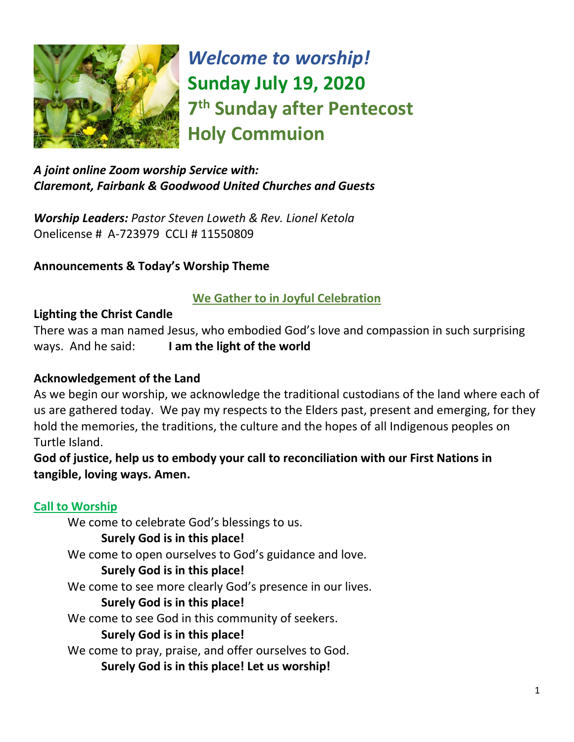# *Welcome to worship!*
# Sunday July 19, 2020
# 7th Sunday after Pentecost
# Holy Commuion

***A joint online Zoom worship Service with:***
***Claremont, Fairbank & Goodwood United Churches and Guests***

***Worship Leaders:*** *Pastor Steven Loweth & Rev. Lionel Ketola*
Onelicense # A-723979 CCLI # 11550809

**Announcements & Today's Worship Theme**

## We Gather to in Joyful Celebration

**Lighting the Christ Candle**

There was a man named Jesus, who embodied God's love and compassion in such surprising ways. And he said: **I am the light of the world**

**Acknowledgement of the Land**

As we begin our worship, we acknowledge the traditional custodians of the land where each of us are gathered today. We pay my respects to the Elders past, present and emerging, for they hold the memories, the traditions, the culture and the hopes of all Indigenous peoples on Turtle Island.

**God of justice, help us to embody your call to reconciliation with our First Nations in tangible, loving ways. Amen.**

### Call to Worship

We come to celebrate God's blessings to us.
**Surely God is in this place!**
We come to open ourselves to God's guidance and love.
**Surely God is in this place!**
We come to see more clearly God's presence in our lives.
**Surely God is in this place!**
We come to see God in this community of seekers.
**Surely God is in this place!**
We come to pray, praise, and offer ourselves to God.
**Surely God is in this place! Let us worship!**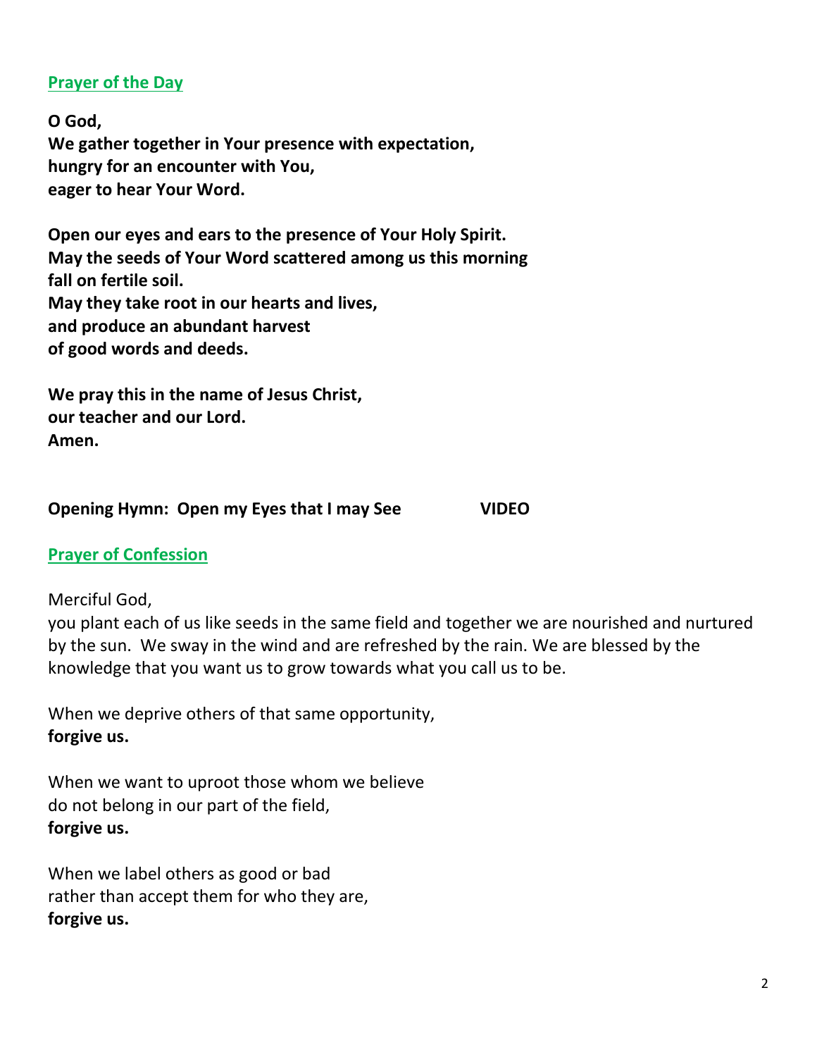## Prayer of the Day

**O God,**
**We gather together in Your presence with expectation,**
**hungry for an encounter with You,**
**eager to hear Your Word.**

**Open our eyes and ears to the presence of Your Holy Spirit.**
**May the seeds of Your Word scattered among us this morning**
**fall on fertile soil.**
**May they take root in our hearts and lives,**
**and produce an abundant harvest**
**of good words and deeds.**

**We pray this in the name of Jesus Christ,**
**our teacher and our Lord.**
**Amen.**

**Opening Hymn: Open my Eyes that I may See VIDEO**

## Prayer of Confession

Merciful God,
you plant each of us like seeds in the same field and together we are nourished and nurtured by the sun. We sway in the wind and are refreshed by the rain. We are blessed by the knowledge that you want us to grow towards what you call us to be.

When we deprive others of that same opportunity,
**forgive us.**

When we want to uproot those whom we believe
do not belong in our part of the field,
**forgive us.**

When we label others as good or bad
rather than accept them for who they are,
**forgive us.**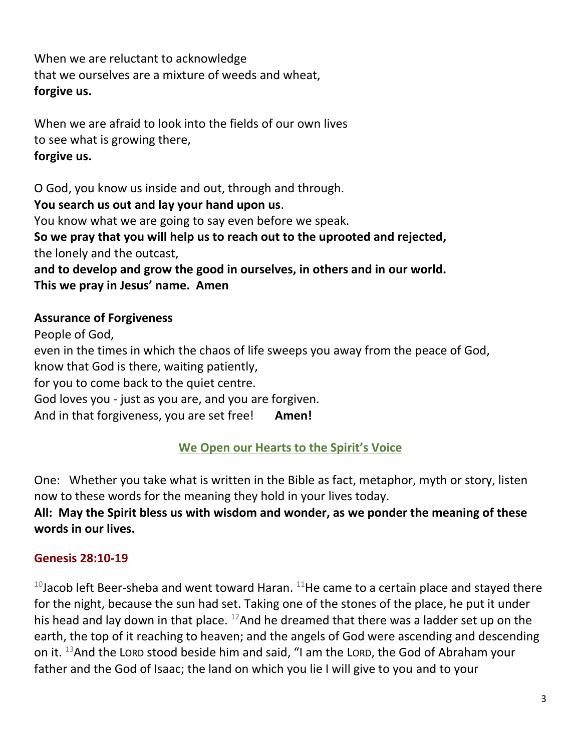When we are reluctant to acknowledge
that we ourselves are a mixture of weeds and wheat,
**forgive us.**

When we are afraid to look into the fields of our own lives
to see what is growing there,
**forgive us.**

O God, you know us inside and out, through and through.
**You search us out and lay your hand upon us**.
You know what we are going to say even before we speak.
**So we pray that you will help us to reach out to the uprooted and rejected,**
the lonely and the outcast,
**and to develop and grow the good in ourselves, in others and in our world.**
**This we pray in Jesus' name. Amen**

**Assurance of Forgiveness**

People of God,
even in the times in which the chaos of life sweeps you away from the peace of God,
know that God is there, waiting patiently,
for you to come back to the quiet centre.
God loves you - just as you are, and you are forgiven.
And in that forgiveness, you are set free! **Amen!**

## We Open our Hearts to the Spirit's Voice

One: Whether you take what is written in the Bible as fact, metaphor, myth or story, listen now to these words for the meaning they hold in your lives today.

**All: May the Spirit bless us with wisdom and wonder, as we ponder the meaning of these words in our lives.**

### Genesis 28:10-19

[10]Jacob left Beer-sheba and went toward Haran. [11]He came to a certain place and stayed there for the night, because the sun had set. Taking one of the stones of the place, he put it under his head and lay down in that place. [12]And he dreamed that there was a ladder set up on the earth, the top of it reaching to heaven; and the angels of God were ascending and descending on it. [13]And the LORD stood beside him and said, "I am the LORD, the God of Abraham your father and the God of Isaac; the land on which you lie I will give to you and to your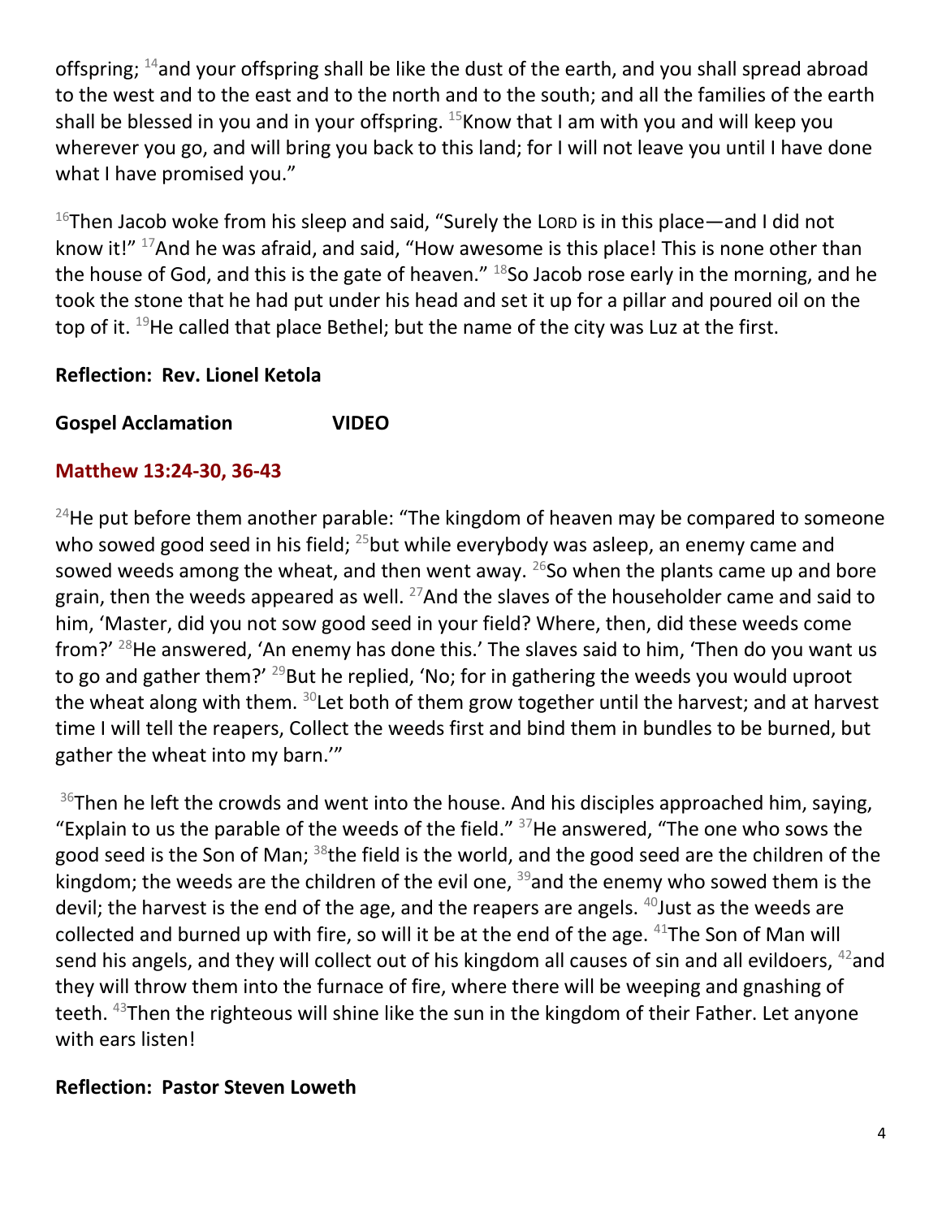offspring; [14]and your offspring shall be like the dust of the earth, and you shall spread abroad to the west and to the east and to the north and to the south; and all the families of the earth shall be blessed in you and in your offspring. [15]Know that I am with you and will keep you wherever you go, and will bring you back to this land; for I will not leave you until I have done what I have promised you."

[16]Then Jacob woke from his sleep and said, "Surely the LORD is in this place—and I did not know it!" [17]And he was afraid, and said, "How awesome is this place! This is none other than the house of God, and this is the gate of heaven." [18]So Jacob rose early in the morning, and he took the stone that he had put under his head and set it up for a pillar and poured oil on the top of it. [19]He called that place Bethel; but the name of the city was Luz at the first.

**Reflection: Rev. Lionel Ketola**

**Gospel Acclamation VIDEO**

## Matthew 13:24-30, 36-43

[24]He put before them another parable: "The kingdom of heaven may be compared to someone who sowed good seed in his field; [25]but while everybody was asleep, an enemy came and sowed weeds among the wheat, and then went away. [26]So when the plants came up and bore grain, then the weeds appeared as well. [27]And the slaves of the householder came and said to him, 'Master, did you not sow good seed in your field? Where, then, did these weeds come from?' [28]He answered, 'An enemy has done this.' The slaves said to him, 'Then do you want us to go and gather them?' [29]But he replied, 'No; for in gathering the weeds you would uproot the wheat along with them. [30]Let both of them grow together until the harvest; and at harvest time I will tell the reapers, Collect the weeds first and bind them in bundles to be burned, but gather the wheat into my barn.'"

[36]Then he left the crowds and went into the house. And his disciples approached him, saying, "Explain to us the parable of the weeds of the field." [37]He answered, "The one who sows the good seed is the Son of Man; [38]the field is the world, and the good seed are the children of the kingdom; the weeds are the children of the evil one, [39]and the enemy who sowed them is the devil; the harvest is the end of the age, and the reapers are angels. [40]Just as the weeds are collected and burned up with fire, so will it be at the end of the age. [41]The Son of Man will send his angels, and they will collect out of his kingdom all causes of sin and all evildoers, [42]and they will throw them into the furnace of fire, where there will be weeping and gnashing of teeth. [43]Then the righteous will shine like the sun in the kingdom of their Father. Let anyone with ears listen!

**Reflection: Pastor Steven Loweth**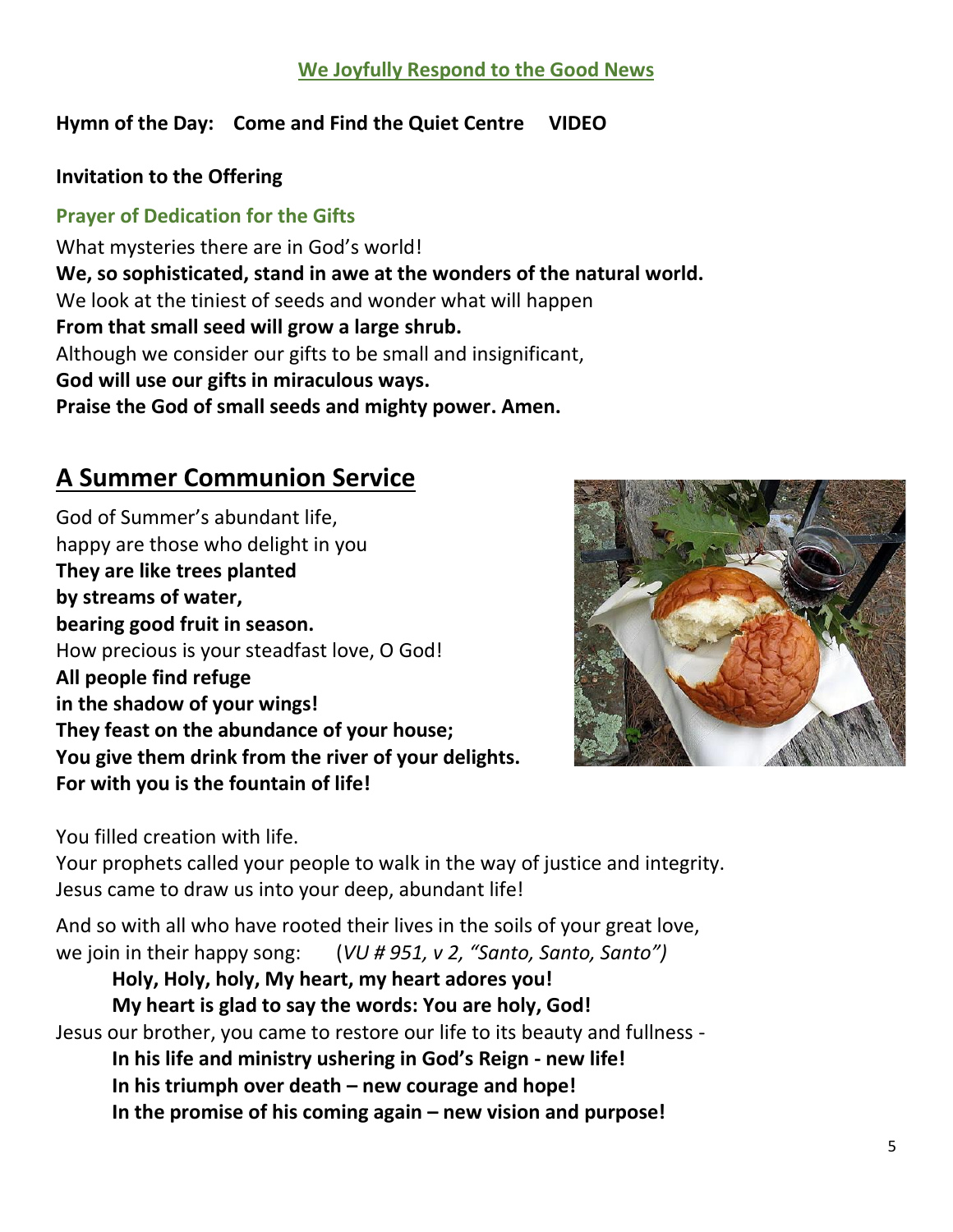**We Joyfully Respond to the Good News**

**Hymn of the Day: Come and Find the Quiet Centre VIDEO**

**Invitation to the Offering**

**Prayer of Dedication for the Gifts**

What mysteries there are in God's world!
**We, so sophisticated, stand in awe at the wonders of the natural world.**
We look at the tiniest of seeds and wonder what will happen
**From that small seed will grow a large shrub.**
Although we consider our gifts to be small and insignificant,
**God will use our gifts in miraculous ways.**
**Praise the God of small seeds and mighty power. Amen.**

## A Summer Communion Service

God of Summer's abundant life,
happy are those who delight in you
**They are like trees planted**
**by streams of water,**
**bearing good fruit in season.**
How precious is your steadfast love, O God!
**All people find refuge**
**in the shadow of your wings!**
**They feast on the abundance of your house;**
**You give them drink from the river of your delights.**
**For with you is the fountain of life!**

You filled creation with life.
Your prophets called your people to walk in the way of justice and integrity.
Jesus came to draw us into your deep, abundant life!

And so with all who have rooted their lives in the soils of your great love,
we join in their happy song: (*VU # 951, v 2, "Santo, Santo, Santo")*

**Holy, Holy, holy, My heart, my heart adores you!**
**My heart is glad to say the words: You are holy, God!**

Jesus our brother, you came to restore our life to its beauty and fullness -

**In his life and ministry ushering in God's Reign - new life!**
**In his triumph over death – new courage and hope!**
**In the promise of his coming again – new vision and purpose!**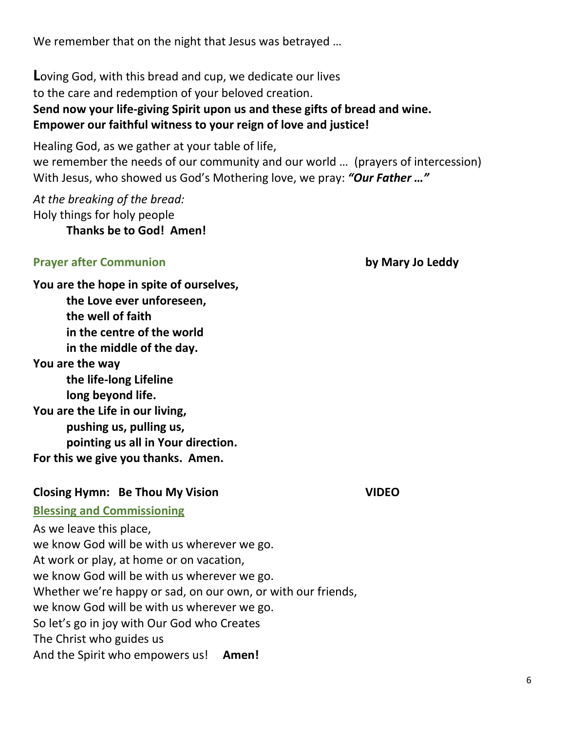We remember that on the night that Jesus was betrayed …

**L**oving God, with this bread and cup, we dedicate our lives
to the care and redemption of your beloved creation.
**Send now your life-giving Spirit upon us and these gifts of bread and wine.**
**Empower our faithful witness to your reign of love and justice!**

Healing God, as we gather at your table of life,
we remember the needs of our community and our world … (prayers of intercession)
With Jesus, who showed us God's Mothering love, we pray: ***"Our Father …"***

*At the breaking of the bread:*
Holy things for holy people
**Thanks be to God! Amen!**

### Prayer after Communion — by Mary Jo Leddy

**You are the hope in spite of ourselves,**
**the Love ever unforeseen,**
**the well of faith**
**in the centre of the world**
**in the middle of the day.**
**You are the way**
**the life-long Lifeline**
**long beyond life.**
**You are the Life in our living,**
**pushing us, pulling us,**
**pointing us all in Your direction.**
**For this we give you thanks. Amen.**

### Closing Hymn: Be Thou My Vision — VIDEO

### Blessing and Commissioning

As we leave this place,
we know God will be with us wherever we go.
At work or play, at home or on vacation,
we know God will be with us wherever we go.
Whether we're happy or sad, on our own, or with our friends,
we know God will be with us wherever we go.
So let's go in joy with Our God who Creates
The Christ who guides us
And the Spirit who empowers us! **Amen!**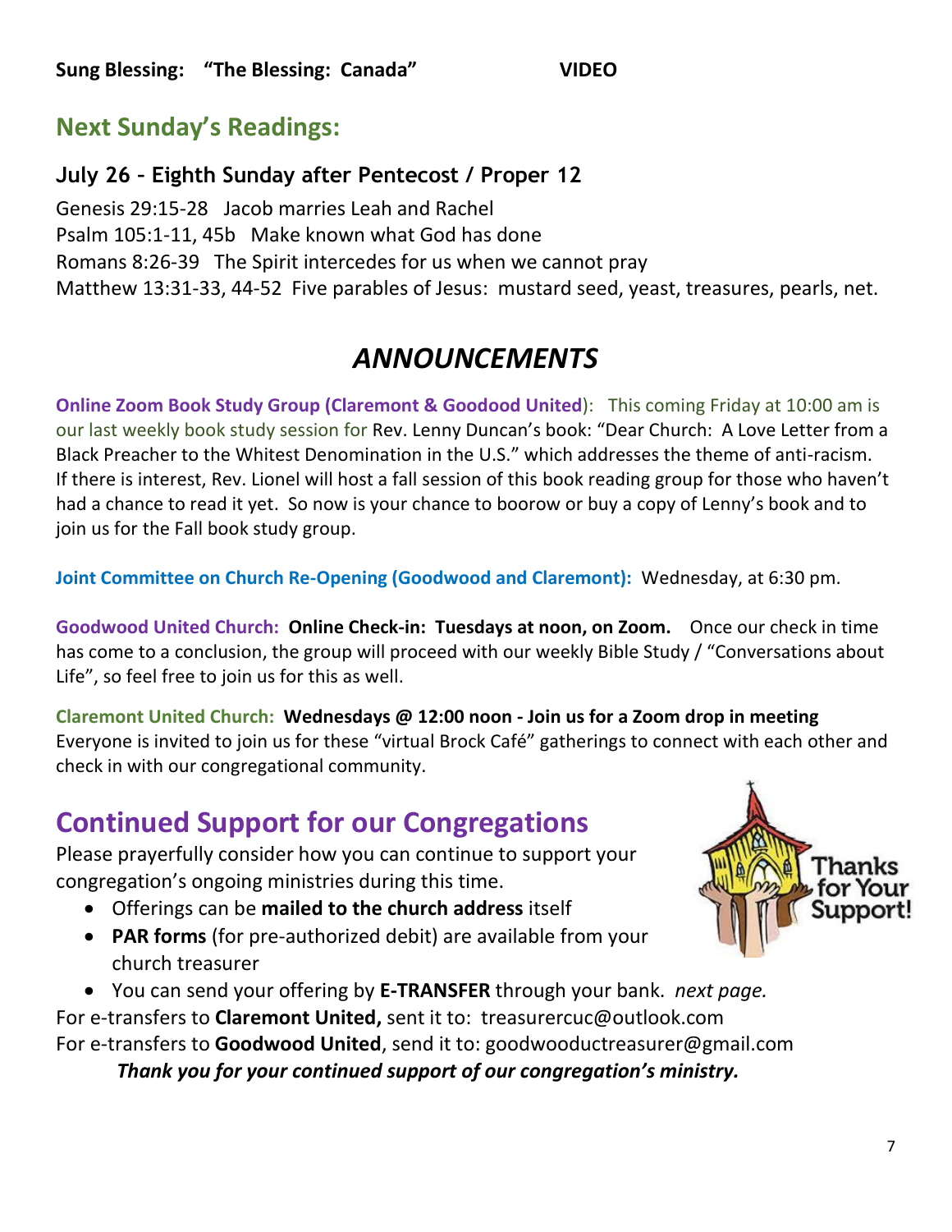**Sung Blessing: "The Blessing: Canada" VIDEO**

## Next Sunday's Readings:

### July 26 – Eighth Sunday after Pentecost / Proper 12

Genesis 29:15-28 Jacob marries Leah and Rachel
Psalm 105:1-11, 45b Make known what God has done
Romans 8:26-39 The Spirit intercedes for us when we cannot pray
Matthew 13:31-33, 44-52 Five parables of Jesus: mustard seed, yeast, treasures, pearls, net.

# *ANNOUNCEMENTS*

**Online Zoom Book Study Group (Claremont & Goodood United)**: This coming Friday at 10:00 am is our last weekly book study session for Rev. Lenny Duncan's book: "Dear Church: A Love Letter from a Black Preacher to the Whitest Denomination in the U.S." which addresses the theme of anti-racism. If there is interest, Rev. Lionel will host a fall session of this book reading group for those who haven't had a chance to read it yet. So now is your chance to boorow or buy a copy of Lenny's book and to join us for the Fall book study group.

**Joint Committee on Church Re-Opening (Goodwood and Claremont):** Wednesday, at 6:30 pm.

**Goodwood United Church:** **Online Check-in: Tuesdays at noon, on Zoom.** Once our check in time has come to a conclusion, the group will proceed with our weekly Bible Study / "Conversations about Life", so feel free to join us for this as well.

**Claremont United Church:** **Wednesdays @ 12:00 noon - Join us for a Zoom drop in meeting**
Everyone is invited to join us for these "virtual Brock Café" gatherings to connect with each other and check in with our congregational community.

## Continued Support for our Congregations

Please prayerfully consider how you can continue to support your congregation's ongoing ministries during this time.

- Offerings can be **mailed to the church address** itself
- **PAR forms** (for pre-authorized debit) are available from your church treasurer
- You can send your offering by **E-TRANSFER** through your bank. *next page.*

For e-transfers to **Claremont United,** sent it to: treasurercuc@outlook.com
For e-transfers to **Goodwood United**, send it to: goodwooductreasurer@gmail.com

***Thank you for your continued support of our congregation's ministry.***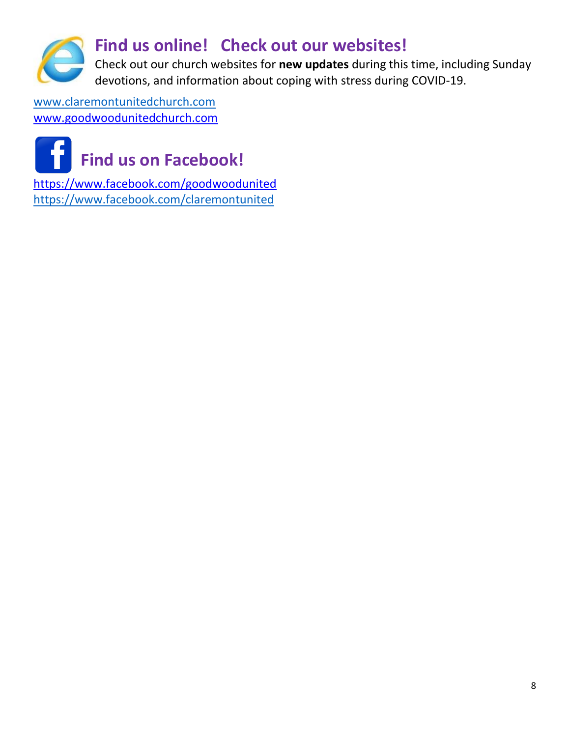## Find us online!   Check out our websites!

Check out our church websites for **new updates** during this time, including Sunday devotions, and information about coping with stress during COVID-19.

www.claremontunitedchurch.com
www.goodwoodunitedchurch.com

## Find us on Facebook!

https://www.facebook.com/goodwoodunited
https://www.facebook.com/claremontunited